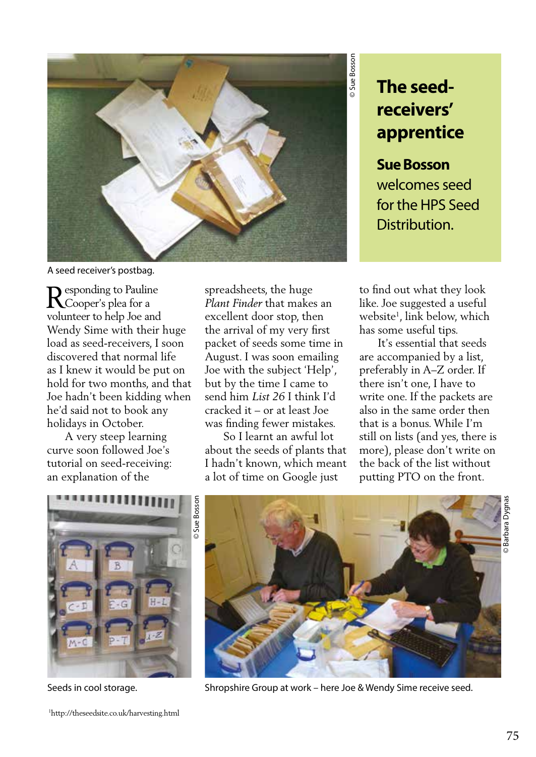# The seed-receivers' apprentice

**Sue Bosson** welcomes seed for the HPS Seed Distribution.

A seed receiver's postbag.

Responding to Pauline Cooper's plea for a volunteer to help Joe and Wendy Sime with their huge load as seed-receivers, I soon discovered that normal life as I knew it would be put on hold for two months, and that Joe hadn't been kidding when he'd said not to book any holidays in October.

A very steep learning curve soon followed Joe's tutorial on seed-receiving: an explanation of the spreadsheets, the huge *Plant Finder* that makes an excellent door stop, then the arrival of my very first packet of seeds some time in August. I was soon emailing Joe with the subject 'Help', but by the time I came to send him *List 26* I think I'd cracked it – or at least Joe was finding fewer mistakes.

So I learnt an awful lot about the seeds of plants that I hadn't known, which meant a lot of time on Google just to find out what they look like. Joe suggested a useful website[1], link below, which has some useful tips.

It's essential that seeds are accompanied by a list, preferably in A–Z order. If there isn't one, I have to write one. If the packets are also in the same order then that is a bonus. While I'm still on lists (and yes, there is more), please don't write on the back of the list without putting PTO on the front.

Seeds in cool storage.

Shropshire Group at work – here Joe & Wendy Sime receive seed.

[1]http://theseedsite.co.uk/harvesting.html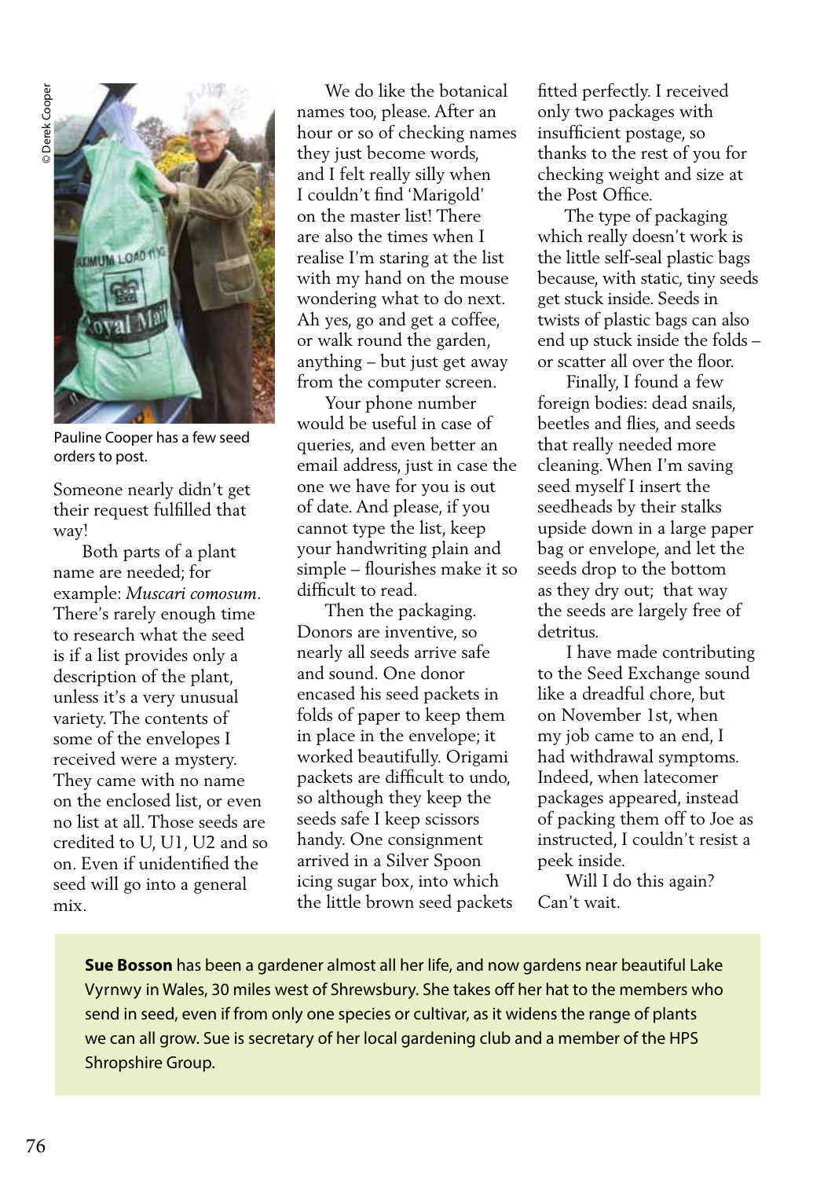© Derek Cooper

Pauline Cooper has a few seed orders to post.

Someone nearly didn't get their request fulfilled that way!

Both parts of a plant name are needed; for example: *Muscari comosum*. There's rarely enough time to research what the seed is if a list provides only a description of the plant, unless it's a very unusual variety. The contents of some of the envelopes I received were a mystery. They came with no name on the enclosed list, or even no list at all. Those seeds are credited to U, U1, U2 and so on. Even if unidentified the seed will go into a general mix.

We do like the botanical names too, please. After an hour or so of checking names they just become words, and I felt really silly when I couldn't find 'Marigold' on the master list! There are also the times when I realise I'm staring at the list with my hand on the mouse wondering what to do next. Ah yes, go and get a coffee, or walk round the garden, anything – but just get away from the computer screen.

Your phone number would be useful in case of queries, and even better an email address, just in case the one we have for you is out of date. And please, if you cannot type the list, keep your handwriting plain and simple – flourishes make it so difficult to read.

Then the packaging. Donors are inventive, so nearly all seeds arrive safe and sound. One donor encased his seed packets in folds of paper to keep them in place in the envelope; it worked beautifully. Origami packets are difficult to undo, so although they keep the seeds safe I keep scissors handy. One consignment arrived in a Silver Spoon icing sugar box, into which the little brown seed packets fitted perfectly. I received only two packages with insufficient postage, so thanks to the rest of you for checking weight and size at the Post Office.

The type of packaging which really doesn't work is the little self-seal plastic bags because, with static, tiny seeds get stuck inside. Seeds in twists of plastic bags can also end up stuck inside the folds – or scatter all over the floor.

Finally, I found a few foreign bodies: dead snails, beetles and flies, and seeds that really needed more cleaning. When I'm saving seed myself I insert the seedheads by their stalks upside down in a large paper bag or envelope, and let the seeds drop to the bottom as they dry out; that way the seeds are largely free of detritus.

I have made contributing to the Seed Exchange sound like a dreadful chore, but on November 1st, when my job came to an end, I had withdrawal symptoms. Indeed, when latecomer packages appeared, instead of packing them off to Joe as instructed, I couldn't resist a peek inside.

Will I do this again? Can't wait.

**Sue Bosson** has been a gardener almost all her life, and now gardens near beautiful Lake Vyrnwy in Wales, 30 miles west of Shrewsbury. She takes off her hat to the members who send in seed, even if from only one species or cultivar, as it widens the range of plants we can all grow. Sue is secretary of her local gardening club and a member of the HPS Shropshire Group.